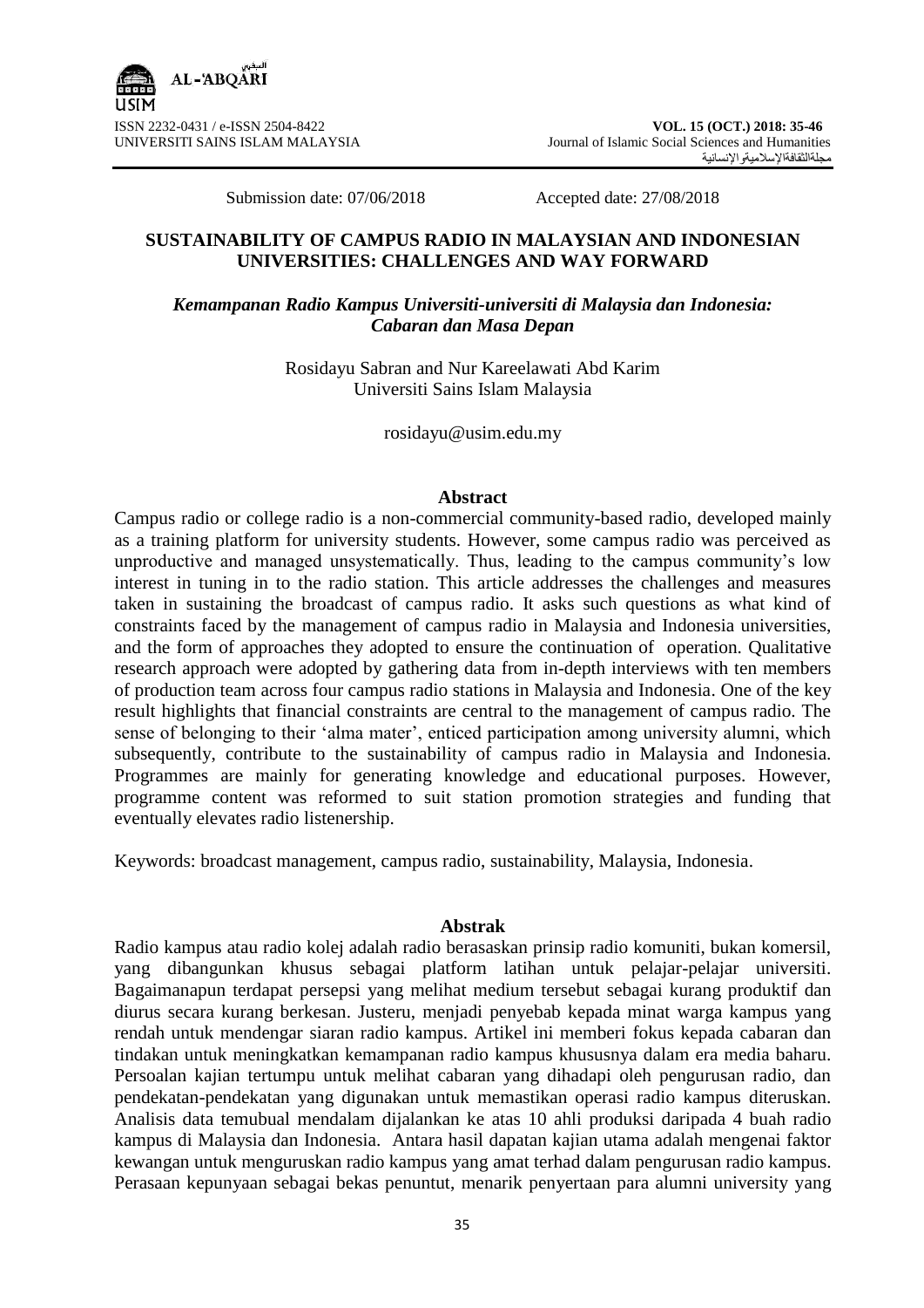Submission date: 07/06/2018 Accepted date: 27/08/2018

# SUSTAINABILITY OF CAMPUS RADIO IN MALAYSIAN AND INDONESIAN UNIVERSITIES: CHALLENGES AND WAY FORWARD

*Kemampanan Radio Kampus Universiti-universiti di Malaysia dan Indonesia: Cabaran dan Masa Depan*

Rosidayu Sabran and Nur Kareelawati Abd Karim
Universiti Sains Islam Malaysia

rosidayu@usim.edu.my

## Abstract

Campus radio or college radio is a non-commercial community-based radio, developed mainly as a training platform for university students. However, some campus radio was perceived as unproductive and managed unsystematically. Thus, leading to the campus community's low interest in tuning in to the radio station. This article addresses the challenges and measures taken in sustaining the broadcast of campus radio. It asks such questions as what kind of constraints faced by the management of campus radio in Malaysia and Indonesia universities, and the form of approaches they adopted to ensure the continuation of operation. Qualitative research approach were adopted by gathering data from in-depth interviews with ten members of production team across four campus radio stations in Malaysia and Indonesia. One of the key result highlights that financial constraints are central to the management of campus radio. The sense of belonging to their 'alma mater', enticed participation among university alumni, which subsequently, contribute to the sustainability of campus radio in Malaysia and Indonesia. Programmes are mainly for generating knowledge and educational purposes. However, programme content was reformed to suit station promotion strategies and funding that eventually elevates radio listenership.

Keywords: broadcast management, campus radio, sustainability, Malaysia, Indonesia.

## Abstrak

Radio kampus atau radio kolej adalah radio berasaskan prinsip radio komuniti, bukan komersil, yang dibangunkan khusus sebagai platform latihan untuk pelajar-pelajar universiti. Bagaimanapun terdapat persepsi yang melihat medium tersebut sebagai kurang produktif dan diurus secara kurang berkesan. Justeru, menjadi penyebab kepada minat warga kampus yang rendah untuk mendengar siaran radio kampus. Artikel ini memberi fokus kepada cabaran dan tindakan untuk meningkatkan kemampanan radio kampus khususnya dalam era media baharu. Persoalan kajian tertumpu untuk melihat cabaran yang dihadapi oleh pengurusan radio, dan pendekatan-pendekatan yang digunakan untuk memastikan operasi radio kampus diteruskan. Analisis data temubual mendalam dijalankan ke atas 10 ahli produksi daripada 4 buah radio kampus di Malaysia dan Indonesia. Antara hasil dapatan kajian utama adalah mengenai faktor kewangan untuk menguruskan radio kampus yang amat terhad dalam pengurusan radio kampus. Perasaan kepunyaan sebagai bekas penuntut, menarik penyertaan para alumni university yang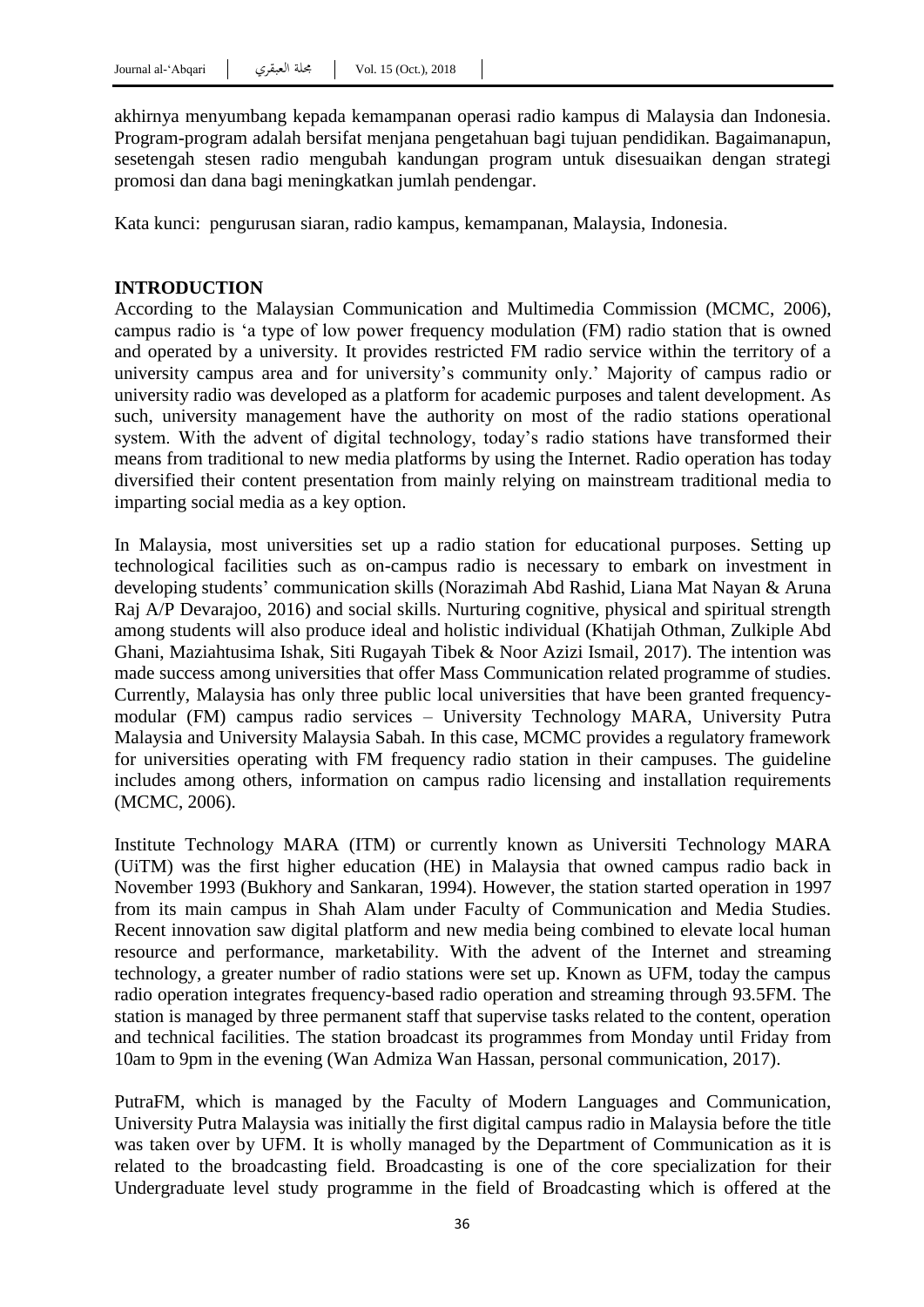akhirnya menyumbang kepada kemampanan operasi radio kampus di Malaysia dan Indonesia. Program-program adalah bersifat menjana pengetahuan bagi tujuan pendidikan. Bagaimanapun, sesetengah stesen radio mengubah kandungan program untuk disesuaikan dengan strategi promosi dan dana bagi meningkatkan jumlah pendengar.

Kata kunci: pengurusan siaran, radio kampus, kemampanan, Malaysia, Indonesia.

## INTRODUCTION

According to the Malaysian Communication and Multimedia Commission (MCMC, 2006), campus radio is 'a type of low power frequency modulation (FM) radio station that is owned and operated by a university. It provides restricted FM radio service within the territory of a university campus area and for university's community only.' Majority of campus radio or university radio was developed as a platform for academic purposes and talent development. As such, university management have the authority on most of the radio stations operational system. With the advent of digital technology, today's radio stations have transformed their means from traditional to new media platforms by using the Internet. Radio operation has today diversified their content presentation from mainly relying on mainstream traditional media to imparting social media as a key option.

In Malaysia, most universities set up a radio station for educational purposes. Setting up technological facilities such as on-campus radio is necessary to embark on investment in developing students' communication skills (Norazimah Abd Rashid, Liana Mat Nayan & Aruna Raj A/P Devarajoo, 2016) and social skills. Nurturing cognitive, physical and spiritual strength among students will also produce ideal and holistic individual (Khatijah Othman, Zulkiple Abd Ghani, Maziahtusima Ishak, Siti Rugayah Tibek & Noor Azizi Ismail, 2017). The intention was made success among universities that offer Mass Communication related programme of studies. Currently, Malaysia has only three public local universities that have been granted frequency-modular (FM) campus radio services – University Technology MARA, University Putra Malaysia and University Malaysia Sabah. In this case, MCMC provides a regulatory framework for universities operating with FM frequency radio station in their campuses. The guideline includes among others, information on campus radio licensing and installation requirements (MCMC, 2006).

Institute Technology MARA (ITM) or currently known as Universiti Technology MARA (UiTM) was the first higher education (HE) in Malaysia that owned campus radio back in November 1993 (Bukhory and Sankaran, 1994). However, the station started operation in 1997 from its main campus in Shah Alam under Faculty of Communication and Media Studies. Recent innovation saw digital platform and new media being combined to elevate local human resource and performance, marketability. With the advent of the Internet and streaming technology, a greater number of radio stations were set up. Known as UFM, today the campus radio operation integrates frequency-based radio operation and streaming through 93.5FM. The station is managed by three permanent staff that supervise tasks related to the content, operation and technical facilities. The station broadcast its programmes from Monday until Friday from 10am to 9pm in the evening (Wan Admiza Wan Hassan, personal communication, 2017).

PutraFM, which is managed by the Faculty of Modern Languages and Communication, University Putra Malaysia was initially the first digital campus radio in Malaysia before the title was taken over by UFM. It is wholly managed by the Department of Communication as it is related to the broadcasting field. Broadcasting is one of the core specialization for their Undergraduate level study programme in the field of Broadcasting which is offered at the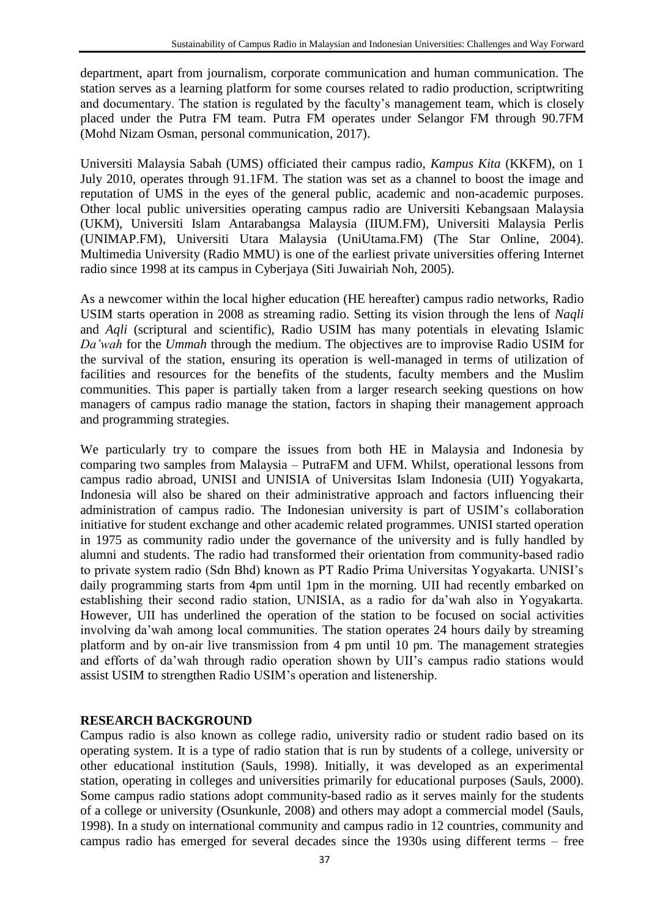department, apart from journalism, corporate communication and human communication. The station serves as a learning platform for some courses related to radio production, scriptwriting and documentary. The station is regulated by the faculty's management team, which is closely placed under the Putra FM team. Putra FM operates under Selangor FM through 90.7FM (Mohd Nizam Osman, personal communication, 2017).

Universiti Malaysia Sabah (UMS) officiated their campus radio, *Kampus Kita* (KKFM), on 1 July 2010, operates through 91.1FM. The station was set as a channel to boost the image and reputation of UMS in the eyes of the general public, academic and non-academic purposes. Other local public universities operating campus radio are Universiti Kebangsaan Malaysia (UKM), Universiti Islam Antarabangsa Malaysia (IIUM.FM), Universiti Malaysia Perlis (UNIMAP.FM), Universiti Utara Malaysia (UniUtama.FM) (The Star Online, 2004). Multimedia University (Radio MMU) is one of the earliest private universities offering Internet radio since 1998 at its campus in Cyberjaya (Siti Juwairiah Noh, 2005).

As a newcomer within the local higher education (HE hereafter) campus radio networks, Radio USIM starts operation in 2008 as streaming radio. Setting its vision through the lens of *Naqli* and *Aqli* (scriptural and scientific), Radio USIM has many potentials in elevating Islamic *Da'wah* for the *Ummah* through the medium. The objectives are to improvise Radio USIM for the survival of the station, ensuring its operation is well-managed in terms of utilization of facilities and resources for the benefits of the students, faculty members and the Muslim communities. This paper is partially taken from a larger research seeking questions on how managers of campus radio manage the station, factors in shaping their management approach and programming strategies.

We particularly try to compare the issues from both HE in Malaysia and Indonesia by comparing two samples from Malaysia – PutraFM and UFM. Whilst, operational lessons from campus radio abroad, UNISI and UNISIA of Universitas Islam Indonesia (UII) Yogyakarta, Indonesia will also be shared on their administrative approach and factors influencing their administration of campus radio. The Indonesian university is part of USIM's collaboration initiative for student exchange and other academic related programmes. UNISI started operation in 1975 as community radio under the governance of the university and is fully handled by alumni and students. The radio had transformed their orientation from community-based radio to private system radio (Sdn Bhd) known as PT Radio Prima Universitas Yogyakarta. UNISI's daily programming starts from 4pm until 1pm in the morning. UII had recently embarked on establishing their second radio station, UNISIA, as a radio for da'wah also in Yogyakarta. However, UII has underlined the operation of the station to be focused on social activities involving da'wah among local communities. The station operates 24 hours daily by streaming platform and by on-air live transmission from 4 pm until 10 pm. The management strategies and efforts of da'wah through radio operation shown by UII's campus radio stations would assist USIM to strengthen Radio USIM's operation and listenership.

## RESEARCH BACKGROUND

Campus radio is also known as college radio, university radio or student radio based on its operating system. It is a type of radio station that is run by students of a college, university or other educational institution (Sauls, 1998). Initially, it was developed as an experimental station, operating in colleges and universities primarily for educational purposes (Sauls, 2000). Some campus radio stations adopt community-based radio as it serves mainly for the students of a college or university (Osunkunle, 2008) and others may adopt a commercial model (Sauls, 1998). In a study on international community and campus radio in 12 countries, community and campus radio has emerged for several decades since the 1930s using different terms – free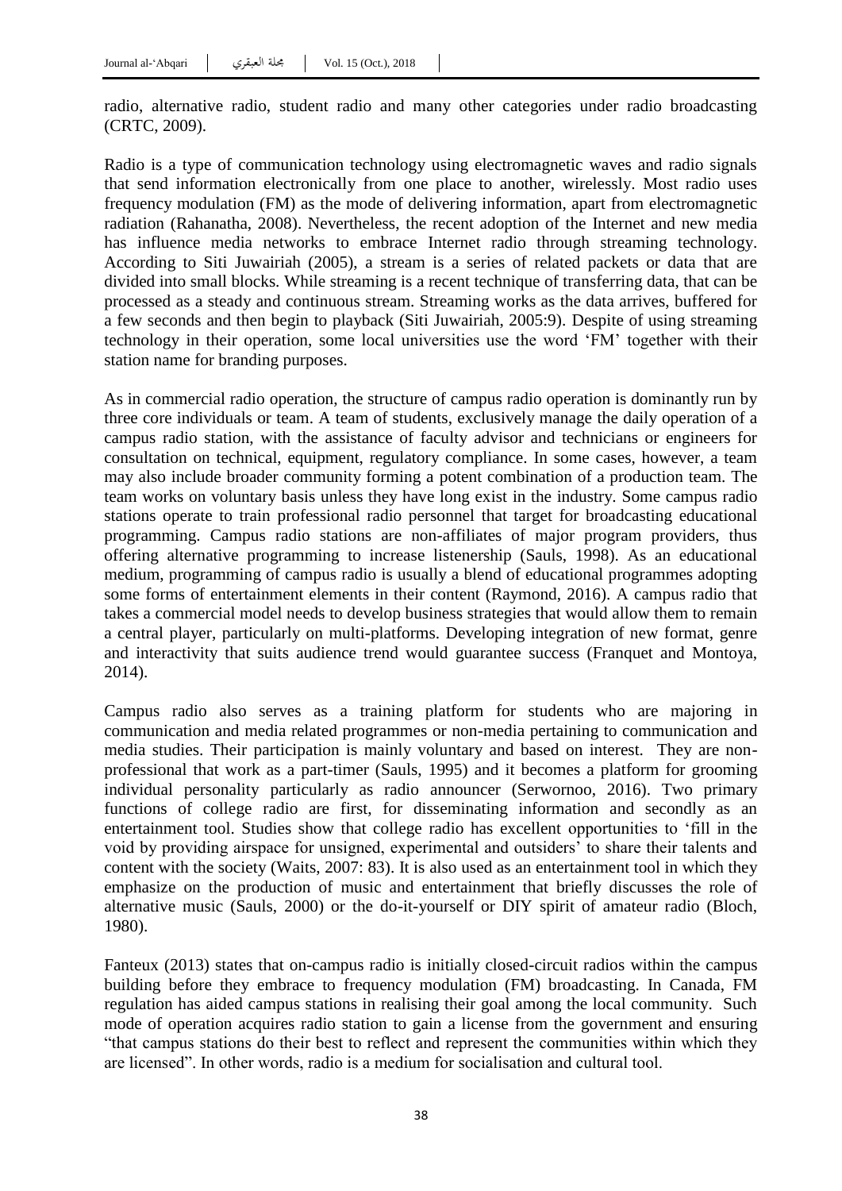radio, alternative radio, student radio and many other categories under radio broadcasting (CRTC, 2009).

Radio is a type of communication technology using electromagnetic waves and radio signals that send information electronically from one place to another, wirelessly. Most radio uses frequency modulation (FM) as the mode of delivering information, apart from electromagnetic radiation (Rahanatha, 2008). Nevertheless, the recent adoption of the Internet and new media has influence media networks to embrace Internet radio through streaming technology. According to Siti Juwairiah (2005), a stream is a series of related packets or data that are divided into small blocks. While streaming is a recent technique of transferring data, that can be processed as a steady and continuous stream. Streaming works as the data arrives, buffered for a few seconds and then begin to playback (Siti Juwairiah, 2005:9). Despite of using streaming technology in their operation, some local universities use the word 'FM' together with their station name for branding purposes.

As in commercial radio operation, the structure of campus radio operation is dominantly run by three core individuals or team. A team of students, exclusively manage the daily operation of a campus radio station, with the assistance of faculty advisor and technicians or engineers for consultation on technical, equipment, regulatory compliance. In some cases, however, a team may also include broader community forming a potent combination of a production team. The team works on voluntary basis unless they have long exist in the industry. Some campus radio stations operate to train professional radio personnel that target for broadcasting educational programming. Campus radio stations are non-affiliates of major program providers, thus offering alternative programming to increase listenership (Sauls, 1998). As an educational medium, programming of campus radio is usually a blend of educational programmes adopting some forms of entertainment elements in their content (Raymond, 2016). A campus radio that takes a commercial model needs to develop business strategies that would allow them to remain a central player, particularly on multi-platforms. Developing integration of new format, genre and interactivity that suits audience trend would guarantee success (Franquet and Montoya, 2014).

Campus radio also serves as a training platform for students who are majoring in communication and media related programmes or non-media pertaining to communication and media studies. Their participation is mainly voluntary and based on interest. They are non-professional that work as a part-timer (Sauls, 1995) and it becomes a platform for grooming individual personality particularly as radio announcer (Serwornoo, 2016). Two primary functions of college radio are first, for disseminating information and secondly as an entertainment tool. Studies show that college radio has excellent opportunities to 'fill in the void by providing airspace for unsigned, experimental and outsiders' to share their talents and content with the society (Waits, 2007: 83). It is also used as an entertainment tool in which they emphasize on the production of music and entertainment that briefly discusses the role of alternative music (Sauls, 2000) or the do-it-yourself or DIY spirit of amateur radio (Bloch, 1980).

Fanteux (2013) states that on-campus radio is initially closed-circuit radios within the campus building before they embrace to frequency modulation (FM) broadcasting. In Canada, FM regulation has aided campus stations in realising their goal among the local community. Such mode of operation acquires radio station to gain a license from the government and ensuring "that campus stations do their best to reflect and represent the communities within which they are licensed". In other words, radio is a medium for socialisation and cultural tool.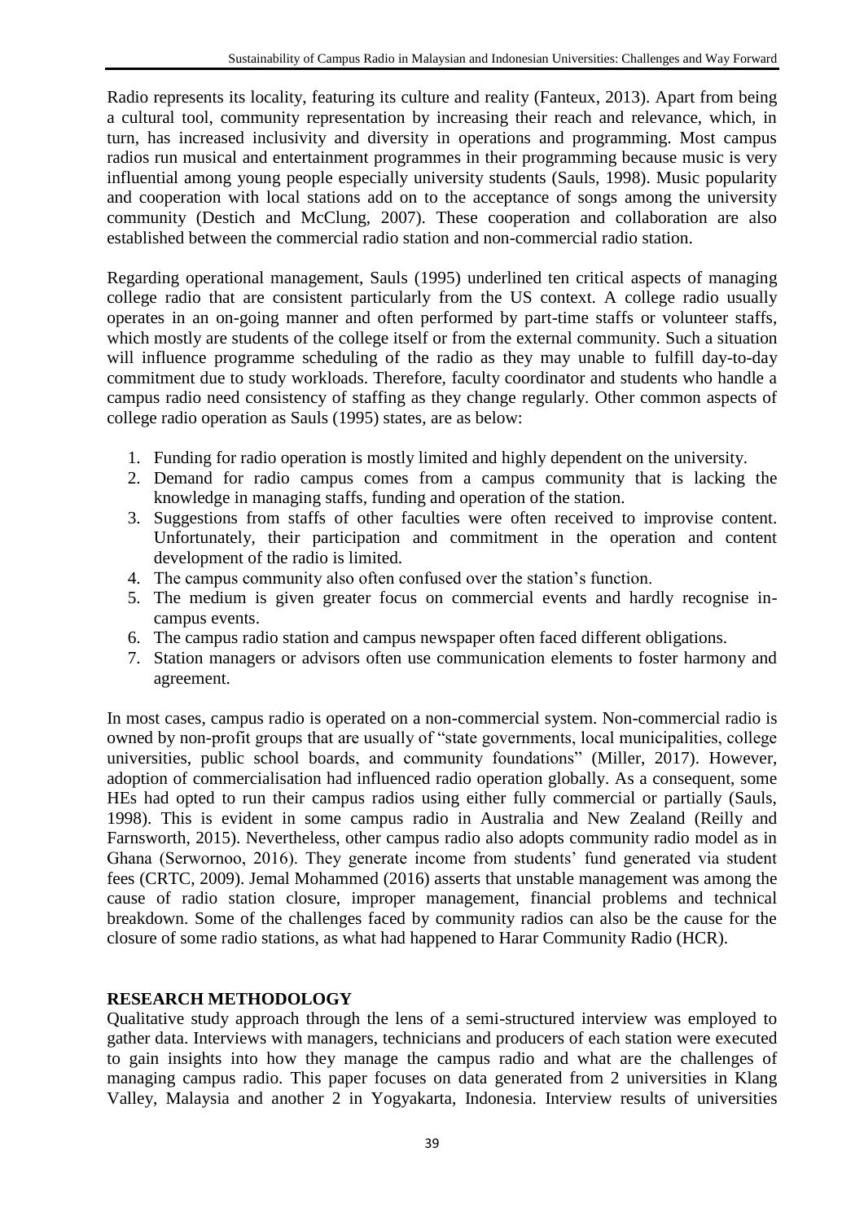Radio represents its locality, featuring its culture and reality (Fanteux, 2013). Apart from being a cultural tool, community representation by increasing their reach and relevance, which, in turn, has increased inclusivity and diversity in operations and programming. Most campus radios run musical and entertainment programmes in their programming because music is very influential among young people especially university students (Sauls, 1998). Music popularity and cooperation with local stations add on to the acceptance of songs among the university community (Destich and McClung, 2007). These cooperation and collaboration are also established between the commercial radio station and non-commercial radio station.

Regarding operational management, Sauls (1995) underlined ten critical aspects of managing college radio that are consistent particularly from the US context. A college radio usually operates in an on-going manner and often performed by part-time staffs or volunteer staffs, which mostly are students of the college itself or from the external community. Such a situation will influence programme scheduling of the radio as they may unable to fulfill day-to-day commitment due to study workloads. Therefore, faculty coordinator and students who handle a campus radio need consistency of staffing as they change regularly. Other common aspects of college radio operation as Sauls (1995) states, are as below:

1. Funding for radio operation is mostly limited and highly dependent on the university.
2. Demand for radio campus comes from a campus community that is lacking the knowledge in managing staffs, funding and operation of the station.
3. Suggestions from staffs of other faculties were often received to improvise content. Unfortunately, their participation and commitment in the operation and content development of the radio is limited.
4. The campus community also often confused over the station's function.
5. The medium is given greater focus on commercial events and hardly recognise in-campus events.
6. The campus radio station and campus newspaper often faced different obligations.
7. Station managers or advisors often use communication elements to foster harmony and agreement.

In most cases, campus radio is operated on a non-commercial system. Non-commercial radio is owned by non-profit groups that are usually of "state governments, local municipalities, college universities, public school boards, and community foundations" (Miller, 2017). However, adoption of commercialisation had influenced radio operation globally. As a consequent, some HEs had opted to run their campus radios using either fully commercial or partially (Sauls, 1998). This is evident in some campus radio in Australia and New Zealand (Reilly and Farnsworth, 2015). Nevertheless, other campus radio also adopts community radio model as in Ghana (Serwornoo, 2016). They generate income from students' fund generated via student fees (CRTC, 2009). Jemal Mohammed (2016) asserts that unstable management was among the cause of radio station closure, improper management, financial problems and technical breakdown. Some of the challenges faced by community radios can also be the cause for the closure of some radio stations, as what had happened to Harar Community Radio (HCR).

## RESEARCH METHODOLOGY

Qualitative study approach through the lens of a semi-structured interview was employed to gather data. Interviews with managers, technicians and producers of each station were executed to gain insights into how they manage the campus radio and what are the challenges of managing campus radio. This paper focuses on data generated from 2 universities in Klang Valley, Malaysia and another 2 in Yogyakarta, Indonesia. Interview results of universities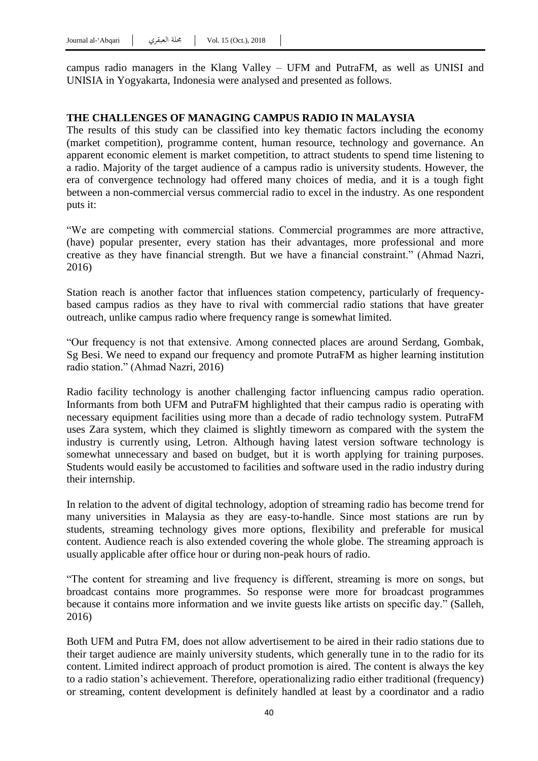campus radio managers in the Klang Valley – UFM and PutraFM, as well as UNISI and UNISIA in Yogyakarta, Indonesia were analysed and presented as follows.

## THE CHALLENGES OF MANAGING CAMPUS RADIO IN MALAYSIA

The results of this study can be classified into key thematic factors including the economy (market competition), programme content, human resource, technology and governance. An apparent economic element is market competition, to attract students to spend time listening to a radio. Majority of the target audience of a campus radio is university students. However, the era of convergence technology had offered many choices of media, and it is a tough fight between a non-commercial versus commercial radio to excel in the industry. As one respondent puts it:

"We are competing with commercial stations. Commercial programmes are more attractive, (have) popular presenter, every station has their advantages, more professional and more creative as they have financial strength. But we have a financial constraint." (Ahmad Nazri, 2016)

Station reach is another factor that influences station competency, particularly of frequency-based campus radios as they have to rival with commercial radio stations that have greater outreach, unlike campus radio where frequency range is somewhat limited.

"Our frequency is not that extensive. Among connected places are around Serdang, Gombak, Sg Besi. We need to expand our frequency and promote PutraFM as higher learning institution radio station." (Ahmad Nazri, 2016)

Radio facility technology is another challenging factor influencing campus radio operation. Informants from both UFM and PutraFM highlighted that their campus radio is operating with necessary equipment facilities using more than a decade of radio technology system. PutraFM uses Zara system, which they claimed is slightly timeworn as compared with the system the industry is currently using, Letron. Although having latest version software technology is somewhat unnecessary and based on budget, but it is worth applying for training purposes. Students would easily be accustomed to facilities and software used in the radio industry during their internship.

In relation to the advent of digital technology, adoption of streaming radio has become trend for many universities in Malaysia as they are easy-to-handle. Since most stations are run by students, streaming technology gives more options, flexibility and preferable for musical content. Audience reach is also extended covering the whole globe. The streaming approach is usually applicable after office hour or during non-peak hours of radio.

"The content for streaming and live frequency is different, streaming is more on songs, but broadcast contains more programmes. So response were more for broadcast programmes because it contains more information and we invite guests like artists on specific day." (Salleh, 2016)

Both UFM and Putra FM, does not allow advertisement to be aired in their radio stations due to their target audience are mainly university students, which generally tune in to the radio for its content. Limited indirect approach of product promotion is aired. The content is always the key to a radio station's achievement. Therefore, operationalizing radio either traditional (frequency) or streaming, content development is definitely handled at least by a coordinator and a radio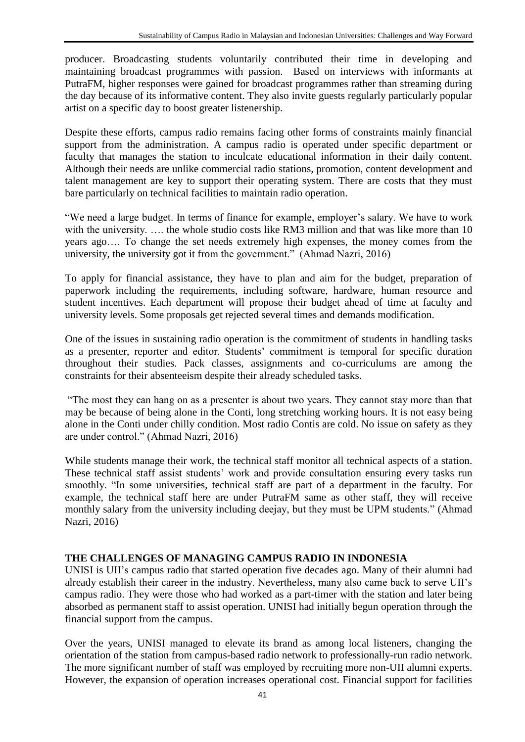producer. Broadcasting students voluntarily contributed their time in developing and maintaining broadcast programmes with passion. Based on interviews with informants at PutraFM, higher responses were gained for broadcast programmes rather than streaming during the day because of its informative content. They also invite guests regularly particularly popular artist on a specific day to boost greater listenership.

Despite these efforts, campus radio remains facing other forms of constraints mainly financial support from the administration. A campus radio is operated under specific department or faculty that manages the station to inculcate educational information in their daily content. Although their needs are unlike commercial radio stations, promotion, content development and talent management are key to support their operating system. There are costs that they must bare particularly on technical facilities to maintain radio operation.

"We need a large budget. In terms of finance for example, employer's salary. We have to work with the university. …. the whole studio costs like RM3 million and that was like more than 10 years ago…. To change the set needs extremely high expenses, the money comes from the university, the university got it from the government." (Ahmad Nazri, 2016)

To apply for financial assistance, they have to plan and aim for the budget, preparation of paperwork including the requirements, including software, hardware, human resource and student incentives. Each department will propose their budget ahead of time at faculty and university levels. Some proposals get rejected several times and demands modification.

One of the issues in sustaining radio operation is the commitment of students in handling tasks as a presenter, reporter and editor. Students' commitment is temporal for specific duration throughout their studies. Pack classes, assignments and co-curriculums are among the constraints for their absenteeism despite their already scheduled tasks.

"The most they can hang on as a presenter is about two years. They cannot stay more than that may be because of being alone in the Conti, long stretching working hours. It is not easy being alone in the Conti under chilly condition. Most radio Contis are cold. No issue on safety as they are under control." (Ahmad Nazri, 2016)

While students manage their work, the technical staff monitor all technical aspects of a station. These technical staff assist students' work and provide consultation ensuring every tasks run smoothly. "In some universities, technical staff are part of a department in the faculty. For example, the technical staff here are under PutraFM same as other staff, they will receive monthly salary from the university including deejay, but they must be UPM students." (Ahmad Nazri, 2016)

## THE CHALLENGES OF MANAGING CAMPUS RADIO IN INDONESIA

UNISI is UII's campus radio that started operation five decades ago. Many of their alumni had already establish their career in the industry. Nevertheless, many also came back to serve UII's campus radio. They were those who had worked as a part-timer with the station and later being absorbed as permanent staff to assist operation. UNISI had initially begun operation through the financial support from the campus.

Over the years, UNISI managed to elevate its brand as among local listeners, changing the orientation of the station from campus-based radio network to professionally-run radio network. The more significant number of staff was employed by recruiting more non-UII alumni experts. However, the expansion of operation increases operational cost. Financial support for facilities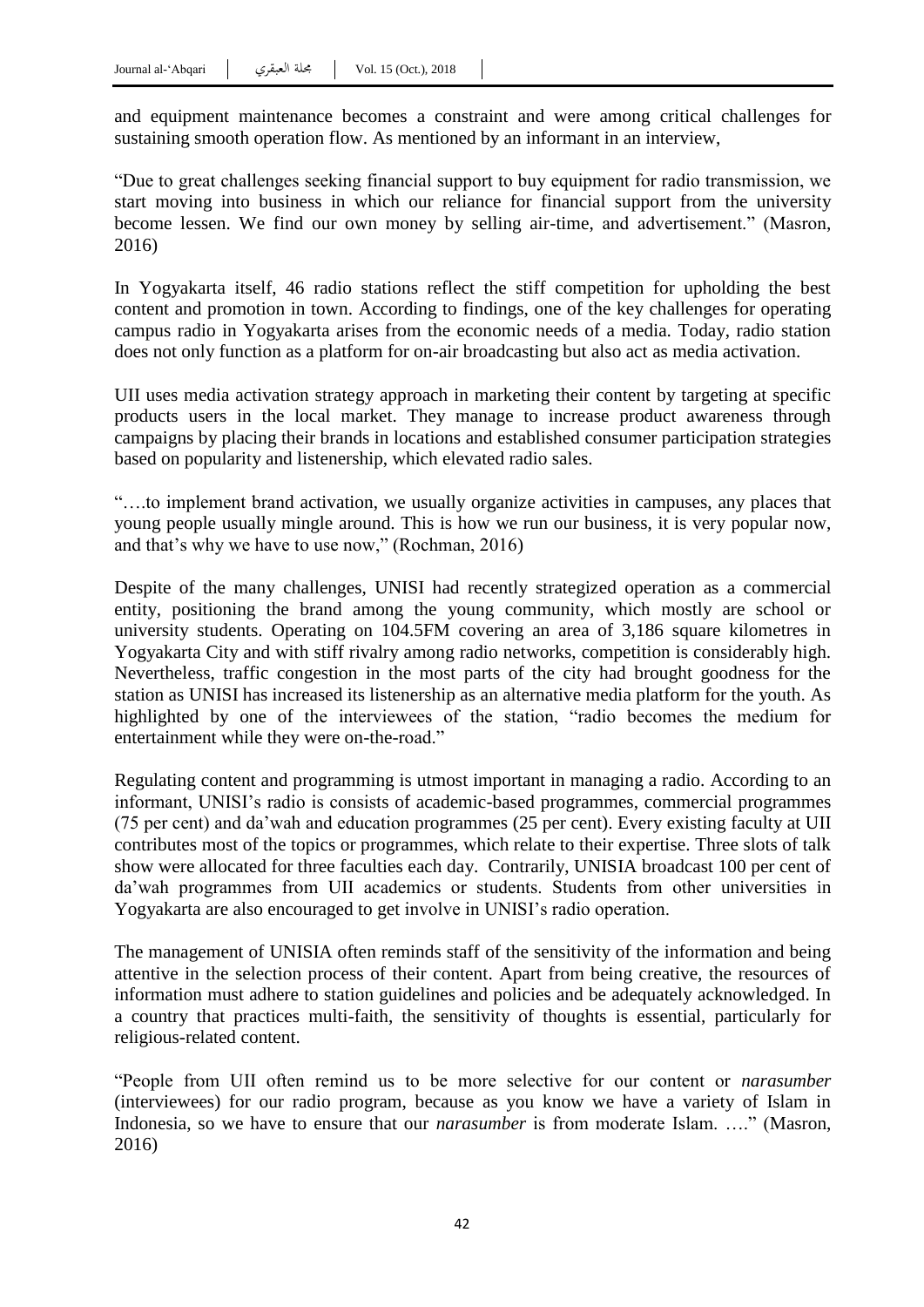and equipment maintenance becomes a constraint and were among critical challenges for sustaining smooth operation flow. As mentioned by an informant in an interview,

"Due to great challenges seeking financial support to buy equipment for radio transmission, we start moving into business in which our reliance for financial support from the university become lessen. We find our own money by selling air-time, and advertisement." (Masron, 2016)

In Yogyakarta itself, 46 radio stations reflect the stiff competition for upholding the best content and promotion in town. According to findings, one of the key challenges for operating campus radio in Yogyakarta arises from the economic needs of a media. Today, radio station does not only function as a platform for on-air broadcasting but also act as media activation.

UII uses media activation strategy approach in marketing their content by targeting at specific products users in the local market. They manage to increase product awareness through campaigns by placing their brands in locations and established consumer participation strategies based on popularity and listenership, which elevated radio sales.

"….to implement brand activation, we usually organize activities in campuses, any places that young people usually mingle around. This is how we run our business, it is very popular now, and that's why we have to use now," (Rochman, 2016)

Despite of the many challenges, UNISI had recently strategized operation as a commercial entity, positioning the brand among the young community, which mostly are school or university students. Operating on 104.5FM covering an area of 3,186 square kilometres in Yogyakarta City and with stiff rivalry among radio networks, competition is considerably high. Nevertheless, traffic congestion in the most parts of the city had brought goodness for the station as UNISI has increased its listenership as an alternative media platform for the youth. As highlighted by one of the interviewees of the station, "radio becomes the medium for entertainment while they were on-the-road."

Regulating content and programming is utmost important in managing a radio. According to an informant, UNISI's radio is consists of academic-based programmes, commercial programmes (75 per cent) and da'wah and education programmes (25 per cent). Every existing faculty at UII contributes most of the topics or programmes, which relate to their expertise. Three slots of talk show were allocated for three faculties each day. Contrarily, UNISIA broadcast 100 per cent of da'wah programmes from UII academics or students. Students from other universities in Yogyakarta are also encouraged to get involve in UNISI's radio operation.

The management of UNISIA often reminds staff of the sensitivity of the information and being attentive in the selection process of their content. Apart from being creative, the resources of information must adhere to station guidelines and policies and be adequately acknowledged. In a country that practices multi-faith, the sensitivity of thoughts is essential, particularly for religious-related content.

"People from UII often remind us to be more selective for our content or *narasumber* (interviewees) for our radio program, because as you know we have a variety of Islam in Indonesia, so we have to ensure that our *narasumber* is from moderate Islam. …." (Masron, 2016)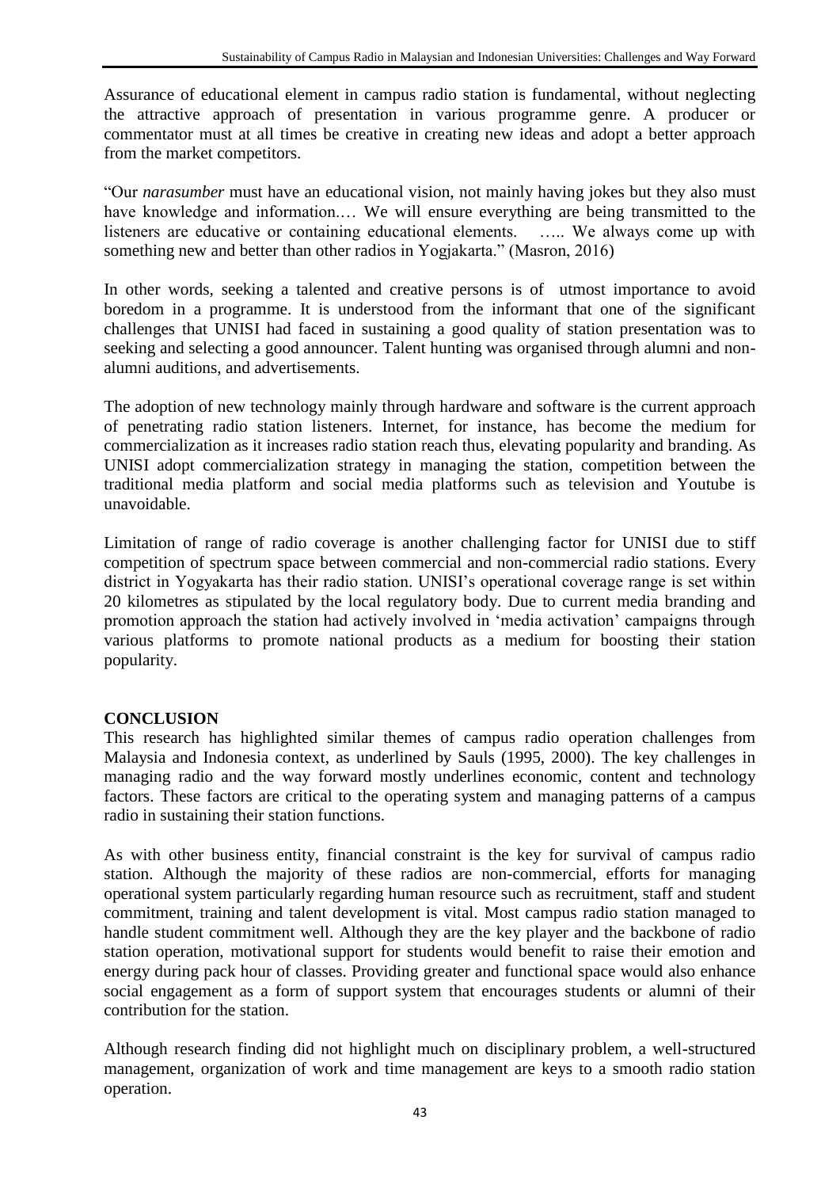Assurance of educational element in campus radio station is fundamental, without neglecting the attractive approach of presentation in various programme genre. A producer or commentator must at all times be creative in creating new ideas and adopt a better approach from the market competitors.

"Our *narasumber* must have an educational vision, not mainly having jokes but they also must have knowledge and information.… We will ensure everything are being transmitted to the listeners are educative or containing educational elements. ….. We always come up with something new and better than other radios in Yogjakarta." (Masron, 2016)

In other words, seeking a talented and creative persons is of utmost importance to avoid boredom in a programme. It is understood from the informant that one of the significant challenges that UNISI had faced in sustaining a good quality of station presentation was to seeking and selecting a good announcer. Talent hunting was organised through alumni and non-alumni auditions, and advertisements.

The adoption of new technology mainly through hardware and software is the current approach of penetrating radio station listeners. Internet, for instance, has become the medium for commercialization as it increases radio station reach thus, elevating popularity and branding. As UNISI adopt commercialization strategy in managing the station, competition between the traditional media platform and social media platforms such as television and Youtube is unavoidable.

Limitation of range of radio coverage is another challenging factor for UNISI due to stiff competition of spectrum space between commercial and non-commercial radio stations. Every district in Yogyakarta has their radio station. UNISI's operational coverage range is set within 20 kilometres as stipulated by the local regulatory body. Due to current media branding and promotion approach the station had actively involved in 'media activation' campaigns through various platforms to promote national products as a medium for boosting their station popularity.

## CONCLUSION

This research has highlighted similar themes of campus radio operation challenges from Malaysia and Indonesia context, as underlined by Sauls (1995, 2000). The key challenges in managing radio and the way forward mostly underlines economic, content and technology factors. These factors are critical to the operating system and managing patterns of a campus radio in sustaining their station functions.

As with other business entity, financial constraint is the key for survival of campus radio station. Although the majority of these radios are non-commercial, efforts for managing operational system particularly regarding human resource such as recruitment, staff and student commitment, training and talent development is vital. Most campus radio station managed to handle student commitment well. Although they are the key player and the backbone of radio station operation, motivational support for students would benefit to raise their emotion and energy during pack hour of classes. Providing greater and functional space would also enhance social engagement as a form of support system that encourages students or alumni of their contribution for the station.

Although research finding did not highlight much on disciplinary problem, a well-structured management, organization of work and time management are keys to a smooth radio station operation.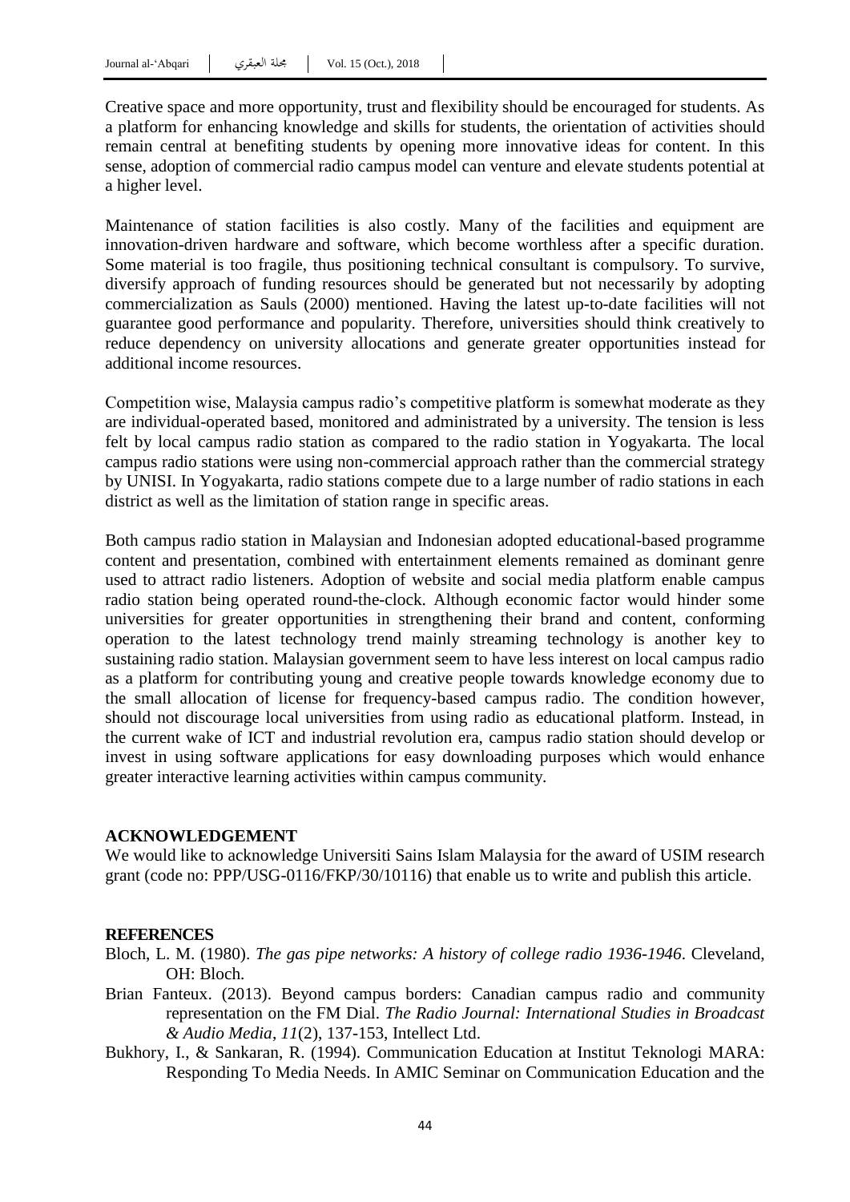Creative space and more opportunity, trust and flexibility should be encouraged for students. As a platform for enhancing knowledge and skills for students, the orientation of activities should remain central at benefiting students by opening more innovative ideas for content. In this sense, adoption of commercial radio campus model can venture and elevate students potential at a higher level.

Maintenance of station facilities is also costly. Many of the facilities and equipment are innovation-driven hardware and software, which become worthless after a specific duration. Some material is too fragile, thus positioning technical consultant is compulsory. To survive, diversify approach of funding resources should be generated but not necessarily by adopting commercialization as Sauls (2000) mentioned. Having the latest up-to-date facilities will not guarantee good performance and popularity. Therefore, universities should think creatively to reduce dependency on university allocations and generate greater opportunities instead for additional income resources.

Competition wise, Malaysia campus radio's competitive platform is somewhat moderate as they are individual-operated based, monitored and administrated by a university. The tension is less felt by local campus radio station as compared to the radio station in Yogyakarta. The local campus radio stations were using non-commercial approach rather than the commercial strategy by UNISI. In Yogyakarta, radio stations compete due to a large number of radio stations in each district as well as the limitation of station range in specific areas.

Both campus radio station in Malaysian and Indonesian adopted educational-based programme content and presentation, combined with entertainment elements remained as dominant genre used to attract radio listeners. Adoption of website and social media platform enable campus radio station being operated round-the-clock. Although economic factor would hinder some universities for greater opportunities in strengthening their brand and content, conforming operation to the latest technology trend mainly streaming technology is another key to sustaining radio station. Malaysian government seem to have less interest on local campus radio as a platform for contributing young and creative people towards knowledge economy due to the small allocation of license for frequency-based campus radio. The condition however, should not discourage local universities from using radio as educational platform. Instead, in the current wake of ICT and industrial revolution era, campus radio station should develop or invest in using software applications for easy downloading purposes which would enhance greater interactive learning activities within campus community.

## ACKNOWLEDGEMENT

We would like to acknowledge Universiti Sains Islam Malaysia for the award of USIM research grant (code no: PPP/USG-0116/FKP/30/10116) that enable us to write and publish this article.

## REFERENCES

Bloch, L. M. (1980). *The gas pipe networks: A history of college radio 1936-1946*. Cleveland, OH: Bloch.

Brian Fanteux. (2013). Beyond campus borders: Canadian campus radio and community representation on the FM Dial. *The Radio Journal: International Studies in Broadcast & Audio Media*, *11*(2), 137-153, Intellect Ltd.

Bukhory, I., & Sankaran, R. (1994). Communication Education at Institut Teknologi MARA: Responding To Media Needs. In AMIC Seminar on Communication Education and the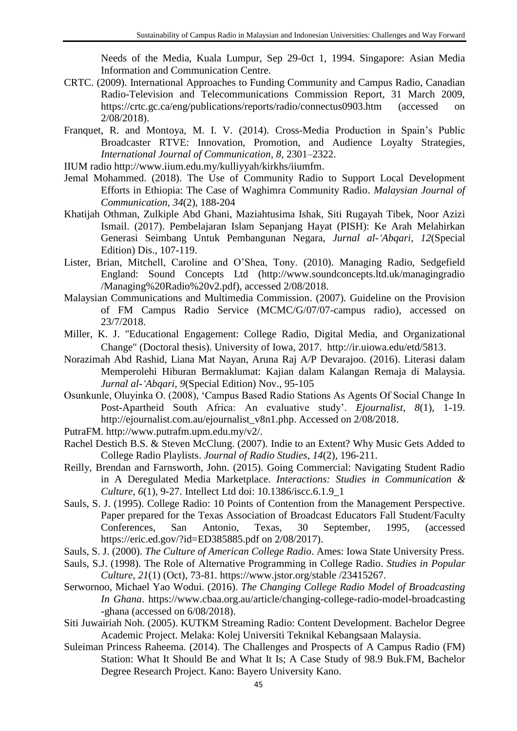Needs of the Media, Kuala Lumpur, Sep 29-0ct 1, 1994. Singapore: Asian Media Information and Communication Centre.

CRTC. (2009). International Approaches to Funding Community and Campus Radio, Canadian Radio-Television and Telecommunications Commission Report, 31 March 2009, https://crtc.gc.ca/eng/publications/reports/radio/connectus0903.htm (accessed on 2/08/2018).

Franquet, R. and Montoya, M. I. V. (2014). Cross-Media Production in Spain's Public Broadcaster RTVE: Innovation, Promotion, and Audience Loyalty Strategies, *International Journal of Communication*, *8*, 2301–2322.

IIUM radio http://www.iium.edu.my/kulliyyah/kirkhs/iiumfm.

Jemal Mohammed. (2018). The Use of Community Radio to Support Local Development Efforts in Ethiopia: The Case of Waghimra Community Radio. *Malaysian Journal of Communication*, *34*(2), 188-204

Khatijah Othman, Zulkiple Abd Ghani, Maziahtusima Ishak, Siti Rugayah Tibek, Noor Azizi Ismail. (2017). Pembelajaran Islam Sepanjang Hayat (PISH): Ke Arah Melahirkan Generasi Seimbang Untuk Pembangunan Negara, *Jurnal al-'Abqari, 12*(Special Edition) Dis., 107-119.

Lister, Brian, Mitchell, Caroline and O'Shea, Tony. (2010). Managing Radio, Sedgefield England: Sound Concepts Ltd (http://www.soundconcepts.ltd.uk/managingradio /Managing%20Radio%20v2.pdf), accessed 2/08/2018.

Malaysian Communications and Multimedia Commission. (2007). Guideline on the Provision of FM Campus Radio Service (MCMC/G/07/07-campus radio), accessed on 23/7/2018.

Miller, K. J. "Educational Engagement: College Radio, Digital Media, and Organizational Change" (Doctoral thesis). University of Iowa, 2017. http://ir.uiowa.edu/etd/5813.

Norazimah Abd Rashid, Liana Mat Nayan, Aruna Raj A/P Devarajoo. (2016). Literasi dalam Memperolehi Hiburan Bermaklumat: Kajian dalam Kalangan Remaja di Malaysia. *Jurnal al-'Abqari*, *9*(Special Edition) Nov., 95-105

Osunkunle, Oluyinka O. (2008), 'Campus Based Radio Stations As Agents Of Social Change In Post-Apartheid South Africa: An evaluative study'. *Ejournalist*, *8*(1), 1-19. http://ejournalist.com.au/ejournalist_v8n1.php. Accessed on 2/08/2018.

PutraFM. http://www.putrafm.upm.edu.my/v2/.

Rachel Destich B.S. & Steven McClung. (2007). Indie to an Extent? Why Music Gets Added to College Radio Playlists. *Journal of Radio Studies*, *14*(2), 196-211.

Reilly, Brendan and Farnsworth, John. (2015). Going Commercial: Navigating Student Radio in A Deregulated Media Marketplace. *Interactions: Studies in Communication & Culture*, *6*(1), 9-27. Intellect Ltd doi: 10.1386/iscc.6.1.9_1

Sauls, S. J. (1995). College Radio: 10 Points of Contention from the Management Perspective. Paper prepared for the Texas Association of Broadcast Educators Fall Student/Faculty Conferences, San Antonio, Texas, 30 September, 1995, (accessed https://eric.ed.gov/?id=ED385885.pdf on 2/08/2017).

Sauls, S. J. (2000). *The Culture of American College Radio*. Ames: Iowa State University Press.

Sauls, S.J. (1998). The Role of Alternative Programming in College Radio. *Studies in Popular Culture*, *21*(1) (Oct), 73-81. https://www.jstor.org/stable /23415267.

Serwornoo, Michael Yao Wodui. (2016). *The Changing College Radio Model of Broadcasting In Ghana*. https://www.cbaa.org.au/article/changing-college-radio-model-broadcasting -ghana (accessed on 6/08/2018).

Siti Juwairiah Noh. (2005). KUTKM Streaming Radio: Content Development. Bachelor Degree Academic Project. Melaka: Kolej Universiti Teknikal Kebangsaan Malaysia.

Suleiman Princess Raheema. (2014). The Challenges and Prospects of A Campus Radio (FM) Station: What It Should Be and What It Is; A Case Study of 98.9 Buk.FM, Bachelor Degree Research Project. Kano: Bayero University Kano.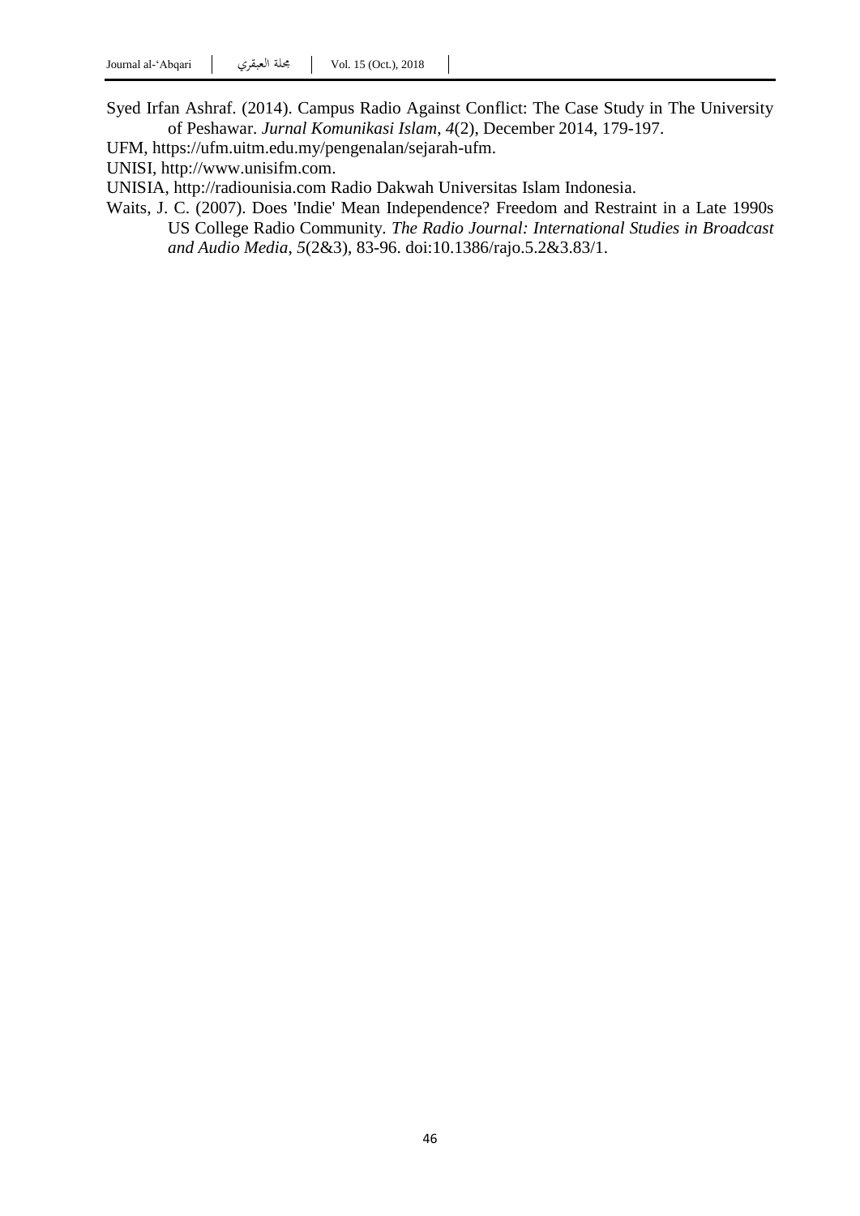Syed Irfan Ashraf. (2014). Campus Radio Against Conflict: The Case Study in The University of Peshawar. *Jurnal Komunikasi Islam*, *4*(2), December 2014, 179-197.

UFM, https://ufm.uitm.edu.my/pengenalan/sejarah-ufm.

UNISI, http://www.unisifm.com.

UNISIA, http://radiounisia.com Radio Dakwah Universitas Islam Indonesia.

Waits, J. C. (2007). Does 'Indie' Mean Independence? Freedom and Restraint in a Late 1990s US College Radio Community. *The Radio Journal: International Studies in Broadcast and Audio Media*, *5*(2&3), 83-96. doi:10.1386/rajo.5.2&3.83/1.